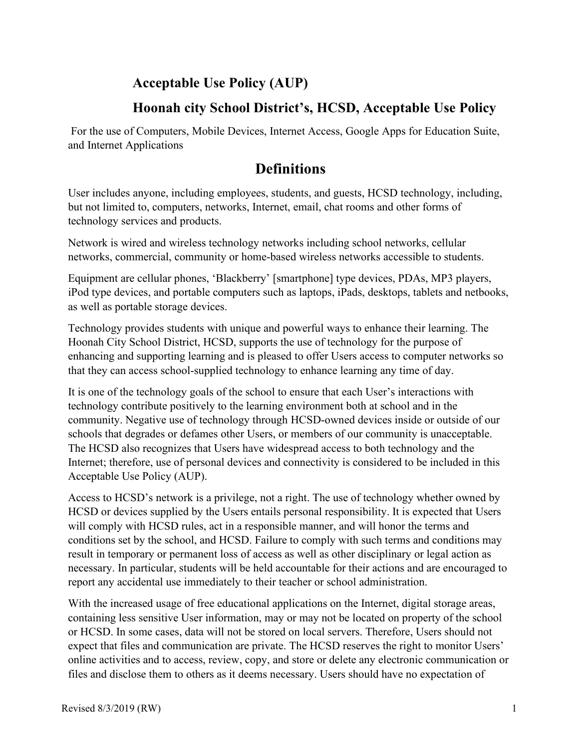## Acceptable Use Policy (AUP)

## Hoonah city School District's, HCSD, Acceptable Use Policy

For the use of Computers, Mobile Devices, Internet Access, Google Apps for Education Suite, and Internet Applications

# Definitions

User includes anyone, including employees, students, and guests, HCSD technology, including, but not limited to, computers, networks, Internet, email, chat rooms and other forms of technology services and products.

Network is wired and wireless technology networks including school networks, cellular networks, commercial, community or home-based wireless networks accessible to students.

Equipment are cellular phones, 'Blackberry' [smartphone] type devices, PDAs, MP3 players, iPod type devices, and portable computers such as laptops, iPads, desktops, tablets and netbooks, as well as portable storage devices.

Technology provides students with unique and powerful ways to enhance their learning. The Hoonah City School District, HCSD, supports the use of technology for the purpose of enhancing and supporting learning and is pleased to offer Users access to computer networks so that they can access school-supplied technology to enhance learning any time of day.

It is one of the technology goals of the school to ensure that each User's interactions with technology contribute positively to the learning environment both at school and in the community. Negative use of technology through HCSD-owned devices inside or outside of our schools that degrades or defames other Users, or members of our community is unacceptable. The HCSD also recognizes that Users have widespread access to both technology and the Internet; therefore, use of personal devices and connectivity is considered to be included in this Acceptable Use Policy (AUP).

Access to HCSD's network is a privilege, not a right. The use of technology whether owned by HCSD or devices supplied by the Users entails personal responsibility. It is expected that Users will comply with HCSD rules, act in a responsible manner, and will honor the terms and conditions set by the school, and HCSD. Failure to comply with such terms and conditions may result in temporary or permanent loss of access as well as other disciplinary or legal action as necessary. In particular, students will be held accountable for their actions and are encouraged to report any accidental use immediately to their teacher or school administration.

With the increased usage of free educational applications on the Internet, digital storage areas, containing less sensitive User information, may or may not be located on property of the school or HCSD. In some cases, data will not be stored on local servers. Therefore, Users should not expect that files and communication are private. The HCSD reserves the right to monitor Users' online activities and to access, review, copy, and store or delete any electronic communication or files and disclose them to others as it deems necessary. Users should have no expectation of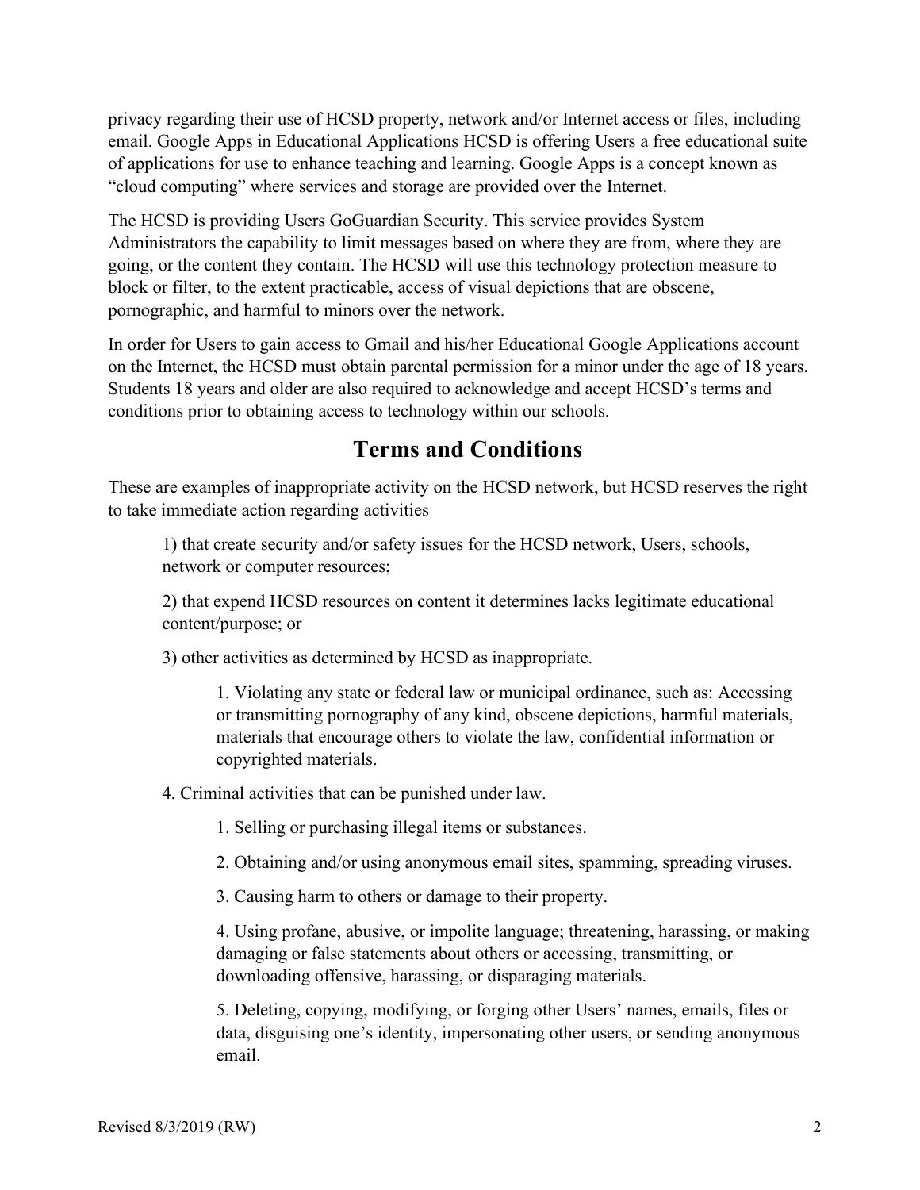privacy regarding their use of HCSD property, network and/or Internet access or files, including email. Google Apps in Educational Applications HCSD is offering Users a free educational suite of applications for use to enhance teaching and learning. Google Apps is a concept known as "cloud computing" where services and storage are provided over the Internet.

The HCSD is providing Users GoGuardian Security. This service provides System Administrators the capability to limit messages based on where they are from, where they are going, or the content they contain. The HCSD will use this technology protection measure to block or filter, to the extent practicable, access of visual depictions that are obscene, pornographic, and harmful to minors over the network.

In order for Users to gain access to Gmail and his/her Educational Google Applications account on the Internet, the HCSD must obtain parental permission for a minor under the age of 18 years. Students 18 years and older are also required to acknowledge and accept HCSD's terms and conditions prior to obtaining access to technology within our schools.

## Terms and Conditions

These are examples of inappropriate activity on the HCSD network, but HCSD reserves the right to take immediate action regarding activities

> 1) that create security and/or safety issues for the HCSD network, Users, schools, network or computer resources;
>
> 2) that expend HCSD resources on content it determines lacks legitimate educational content/purpose; or
>
> 3) other activities as determined by HCSD as inappropriate.
>
> > 1. Violating any state or federal law or municipal ordinance, such as: Accessing or transmitting pornography of any kind, obscene depictions, harmful materials, materials that encourage others to violate the law, confidential information or copyrighted materials.
>
> 4. Criminal activities that can be punished under law.
>
> > 1. Selling or purchasing illegal items or substances.
> >
> > 2. Obtaining and/or using anonymous email sites, spamming, spreading viruses.
> >
> > 3. Causing harm to others or damage to their property.
> >
> > 4. Using profane, abusive, or impolite language; threatening, harassing, or making damaging or false statements about others or accessing, transmitting, or downloading offensive, harassing, or disparaging materials.
> >
> > 5. Deleting, copying, modifying, or forging other Users' names, emails, files or data, disguising one's identity, impersonating other users, or sending anonymous email.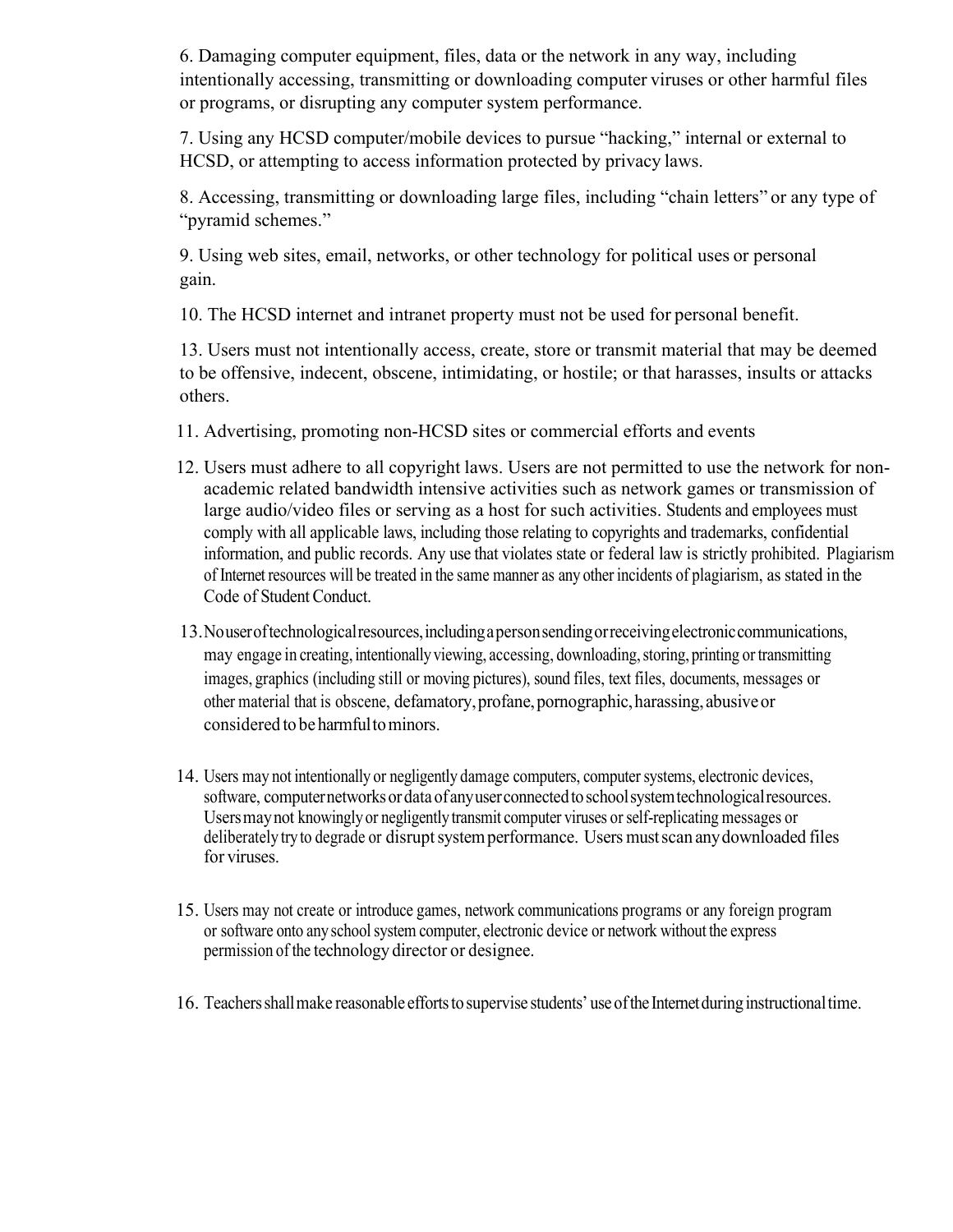6. Damaging computer equipment, files, data or the network in any way, including intentionally accessing, transmitting or downloading computer viruses or other harmful files or programs, or disrupting any computer system performance.

7. Using any HCSD computer/mobile devices to pursue "hacking," internal or external to HCSD, or attempting to access information protected by privacy laws.

8. Accessing, transmitting or downloading large files, including "chain letters" or any type of "pyramid schemes."

9. Using web sites, email, networks, or other technology for political uses or personal gain.

10. The HCSD internet and intranet property must not be used for personal benefit.

13. Users must not intentionally access, create, store or transmit material that may be deemed to be offensive, indecent, obscene, intimidating, or hostile; or that harasses, insults or attacks others.

11. Advertising, promoting non-HCSD sites or commercial efforts and events

12. Users must adhere to all copyright laws. Users are not permitted to use the network for non-academic related bandwidth intensive activities such as network games or transmission of large audio/video files or serving as a host for such activities. Students and employees must comply with all applicable laws, including those relating to copyrights and trademarks, confidential information, and public records. Any use that violates state or federal law is strictly prohibited. Plagiarism of Internet resources will be treated in the same manner as any other incidents of plagiarism, as stated in the Code of Student Conduct.

13. No user of technological resources, including a person sending or receiving electronic communications, may engage in creating, intentionally viewing, accessing, downloading, storing, printing or transmitting images, graphics (including still or moving pictures), sound files, text files, documents, messages or other material that is obscene, defamatory, profane, pornographic, harassing, abusive or considered to be harmful to minors.

14. Users may not intentionally or negligently damage computers, computer systems, electronic devices, software, computer networks or data of any user connected to school system technological resources. Users may not knowingly or negligently transmit computer viruses or self-replicating messages or deliberately try to degrade or disrupt system performance. Users must scan any downloaded files for viruses.

15. Users may not create or introduce games, network communications programs or any foreign program or software onto any school system computer, electronic device or network without the express permission of the technology director or designee.

16. Teachers shall make reasonable efforts to supervise students' use of the Internet during instructional time.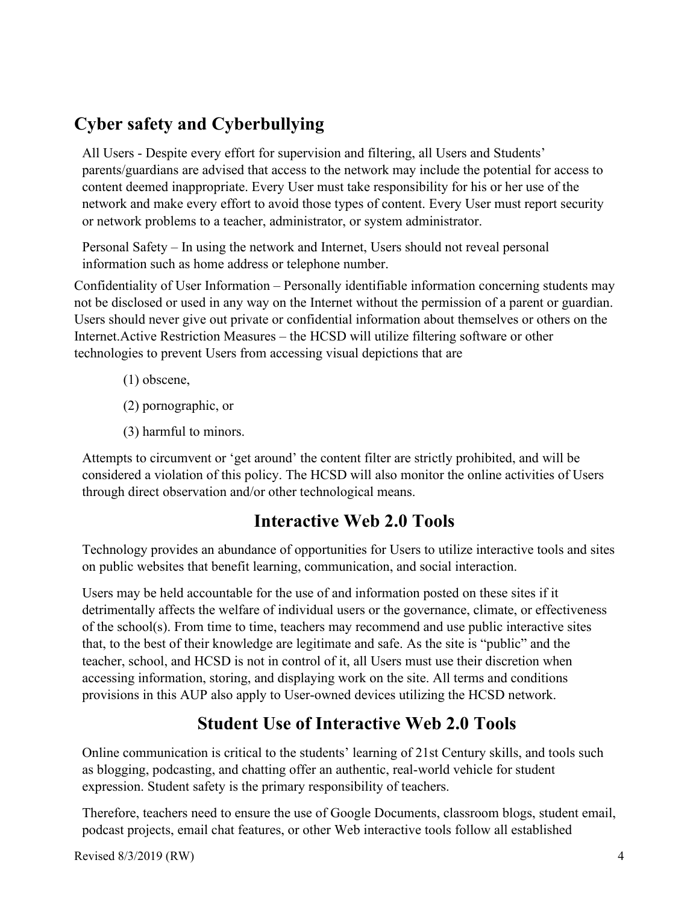## Cyber safety and Cyberbullying

All Users - Despite every effort for supervision and filtering, all Users and Students' parents/guardians are advised that access to the network may include the potential for access to content deemed inappropriate. Every User must take responsibility for his or her use of the network and make every effort to avoid those types of content. Every User must report security or network problems to a teacher, administrator, or system administrator.

Personal Safety – In using the network and Internet, Users should not reveal personal information such as home address or telephone number.

Confidentiality of User Information – Personally identifiable information concerning students may not be disclosed or used in any way on the Internet without the permission of a parent or guardian. Users should never give out private or confidential information about themselves or others on the Internet.Active Restriction Measures – the HCSD will utilize filtering software or other technologies to prevent Users from accessing visual depictions that are

(1) obscene,

(2) pornographic, or

(3) harmful to minors.

Attempts to circumvent or 'get around' the content filter are strictly prohibited, and will be considered a violation of this policy. The HCSD will also monitor the online activities of Users through direct observation and/or other technological means.

## Interactive Web 2.0 Tools

Technology provides an abundance of opportunities for Users to utilize interactive tools and sites on public websites that benefit learning, communication, and social interaction.

Users may be held accountable for the use of and information posted on these sites if it detrimentally affects the welfare of individual users or the governance, climate, or effectiveness of the school(s). From time to time, teachers may recommend and use public interactive sites that, to the best of their knowledge are legitimate and safe. As the site is "public" and the teacher, school, and HCSD is not in control of it, all Users must use their discretion when accessing information, storing, and displaying work on the site. All terms and conditions provisions in this AUP also apply to User-owned devices utilizing the HCSD network.

## Student Use of Interactive Web 2.0 Tools

Online communication is critical to the students' learning of 21st Century skills, and tools such as blogging, podcasting, and chatting offer an authentic, real-world vehicle for student expression. Student safety is the primary responsibility of teachers.

Therefore, teachers need to ensure the use of Google Documents, classroom blogs, student email, podcast projects, email chat features, or other Web interactive tools follow all established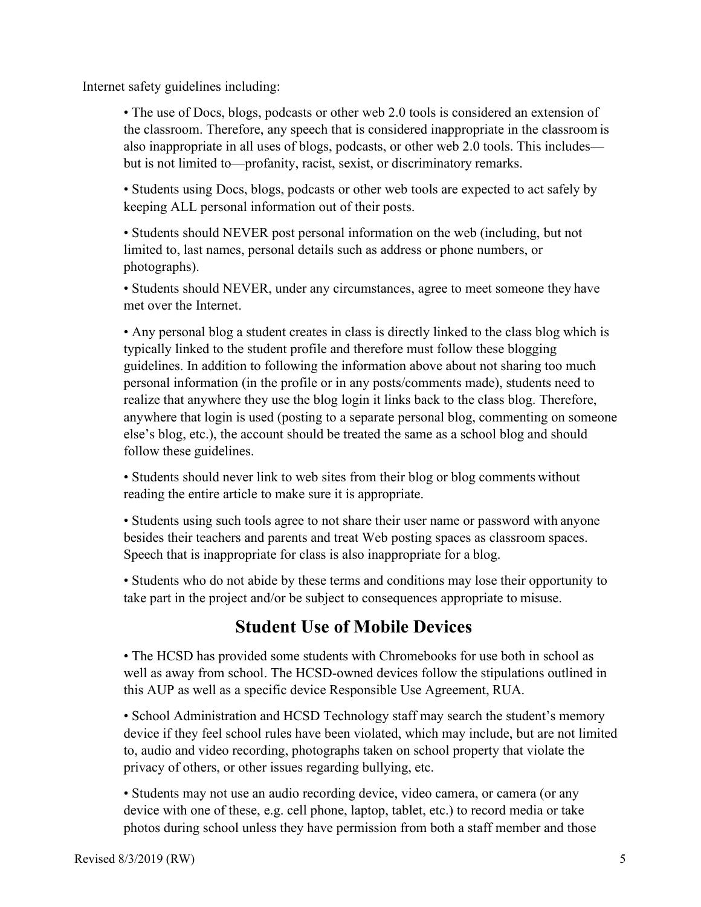Internet safety guidelines including:

- The use of Docs, blogs, podcasts or other web 2.0 tools is considered an extension of the classroom. Therefore, any speech that is considered inappropriate in the classroom is also inappropriate in all uses of blogs, podcasts, or other web 2.0 tools. This includes—but is not limited to—profanity, racist, sexist, or discriminatory remarks.
- Students using Docs, blogs, podcasts or other web tools are expected to act safely by keeping ALL personal information out of their posts.
- Students should NEVER post personal information on the web (including, but not limited to, last names, personal details such as address or phone numbers, or photographs).
- Students should NEVER, under any circumstances, agree to meet someone they have met over the Internet.
- Any personal blog a student creates in class is directly linked to the class blog which is typically linked to the student profile and therefore must follow these blogging guidelines. In addition to following the information above about not sharing too much personal information (in the profile or in any posts/comments made), students need to realize that anywhere they use the blog login it links back to the class blog. Therefore, anywhere that login is used (posting to a separate personal blog, commenting on someone else's blog, etc.), the account should be treated the same as a school blog and should follow these guidelines.
- Students should never link to web sites from their blog or blog comments without reading the entire article to make sure it is appropriate.
- Students using such tools agree to not share their user name or password with anyone besides their teachers and parents and treat Web posting spaces as classroom spaces. Speech that is inappropriate for class is also inappropriate for a blog.
- Students who do not abide by these terms and conditions may lose their opportunity to take part in the project and/or be subject to consequences appropriate to misuse.

## Student Use of Mobile Devices

- The HCSD has provided some students with Chromebooks for use both in school as well as away from school. The HCSD-owned devices follow the stipulations outlined in this AUP as well as a specific device Responsible Use Agreement, RUA.
- School Administration and HCSD Technology staff may search the student's memory device if they feel school rules have been violated, which may include, but are not limited to, audio and video recording, photographs taken on school property that violate the privacy of others, or other issues regarding bullying, etc.
- Students may not use an audio recording device, video camera, or camera (or any device with one of these, e.g. cell phone, laptop, tablet, etc.) to record media or take photos during school unless they have permission from both a staff member and those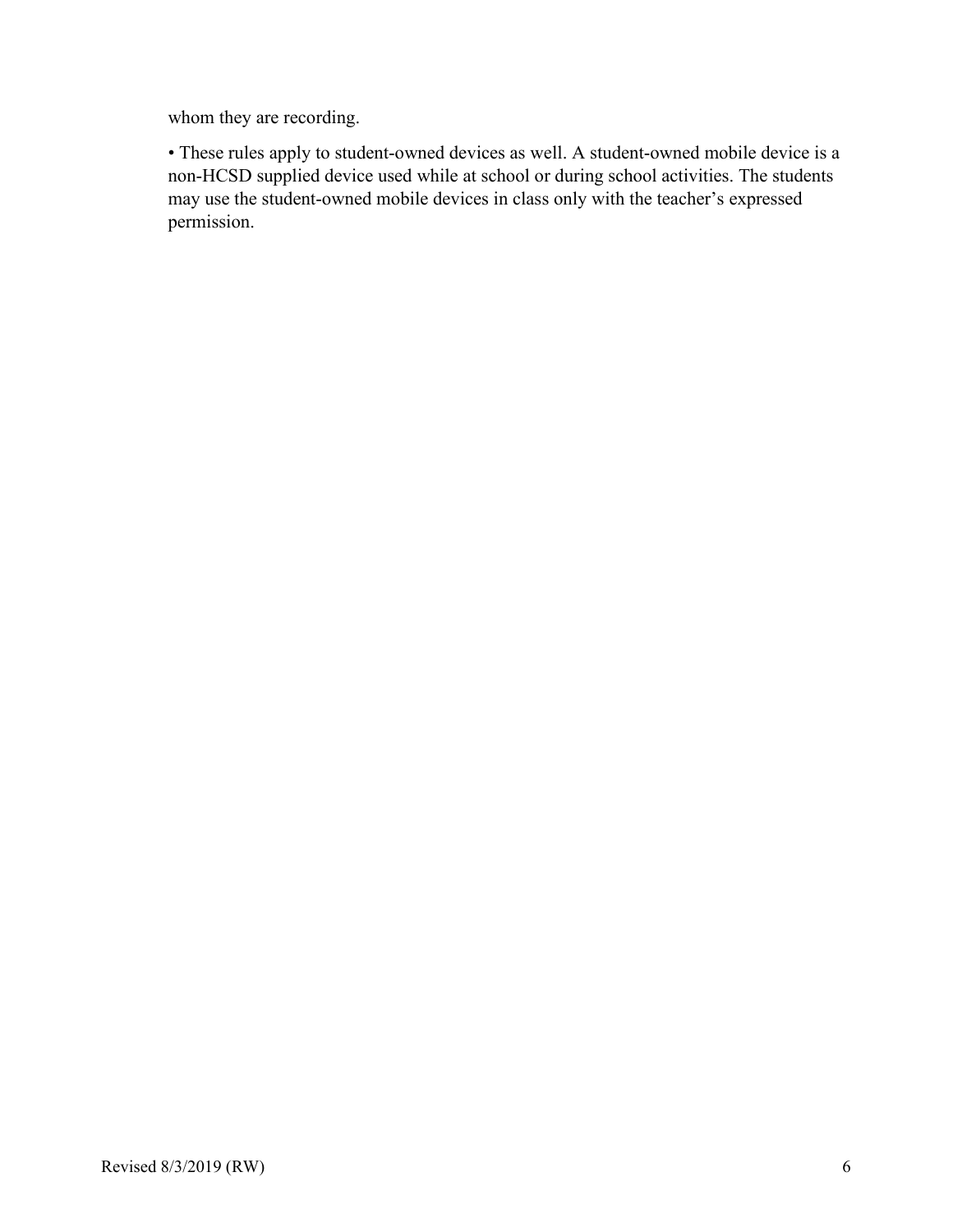whom they are recording.

- These rules apply to student-owned devices as well. A student-owned mobile device is a non-HCSD supplied device used while at school or during school activities. The students may use the student-owned mobile devices in class only with the teacher's expressed permission.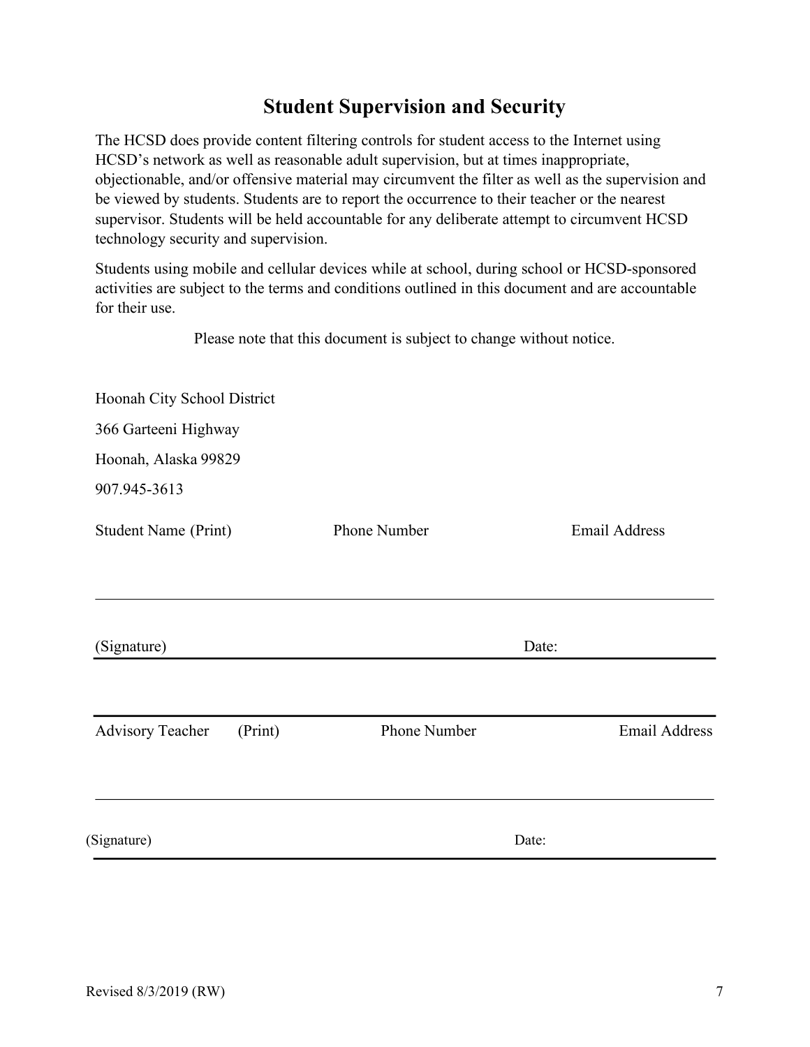## Student Supervision and Security

The HCSD does provide content filtering controls for student access to the Internet using HCSD's network as well as reasonable adult supervision, but at times inappropriate, objectionable, and/or offensive material may circumvent the filter as well as the supervision and be viewed by students. Students are to report the occurrence to their teacher or the nearest supervisor. Students will be held accountable for any deliberate attempt to circumvent HCSD technology security and supervision.

Students using mobile and cellular devices while at school, during school or HCSD-sponsored activities are subject to the terms and conditions outlined in this document and are accountable for their use.

Please note that this document is subject to change without notice.

Hoonah City School District

366 Garteeni Highway

Hoonah, Alaska 99829

907.945-3613

Student Name (Print) Phone Number Email Address

______________________________________________________________________

(Signature) ______________________________________ Date: ______________

______________________________________________________________________

Advisory Teacher (Print) Phone Number Email Address

______________________________________________________________________

(Signature) ______________________________________ Date: ______________

Revised 8/3/2019 (RW)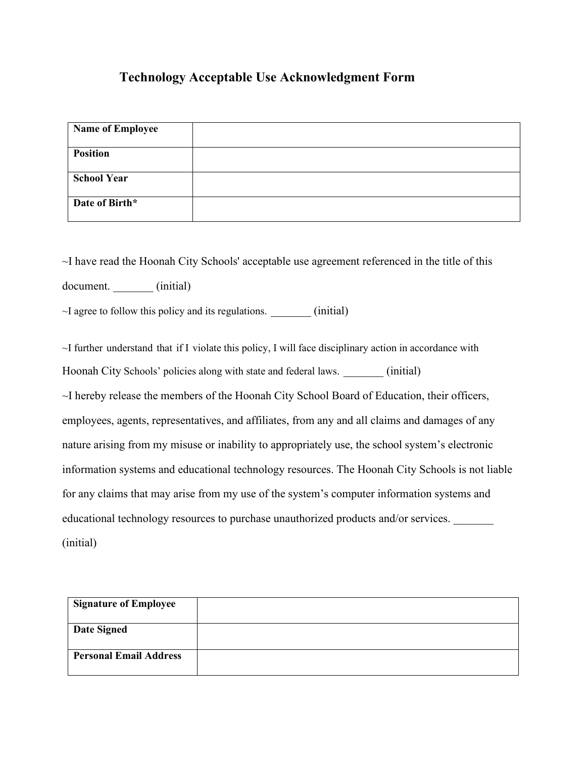# Technology Acceptable Use Acknowledgment Form

| | |
|---|---|
| **Name of Employee** | |
| **Position** | |
| **School Year** | |
| **Date of Birth*** | |

~I have read the Hoonah City Schools' acceptable use agreement referenced in the title of this document. _______ (initial)

~I agree to follow this policy and its regulations. _______ (initial)

~I further understand that if I violate this policy, I will face disciplinary action in accordance with Hoonah City Schools' policies along with state and federal laws. _______ (initial)

~I hereby release the members of the Hoonah City School Board of Education, their officers, employees, agents, representatives, and affiliates, from any and all claims and damages of any nature arising from my misuse or inability to appropriately use, the school system's electronic information systems and educational technology resources. The Hoonah City Schools is not liable for any claims that may arise from my use of the system's computer information systems and educational technology resources to purchase unauthorized products and/or services. _______ (initial)

| | |
|---|---|
| **Signature of Employee** | |
| **Date Signed** | |
| **Personal Email Address** | |